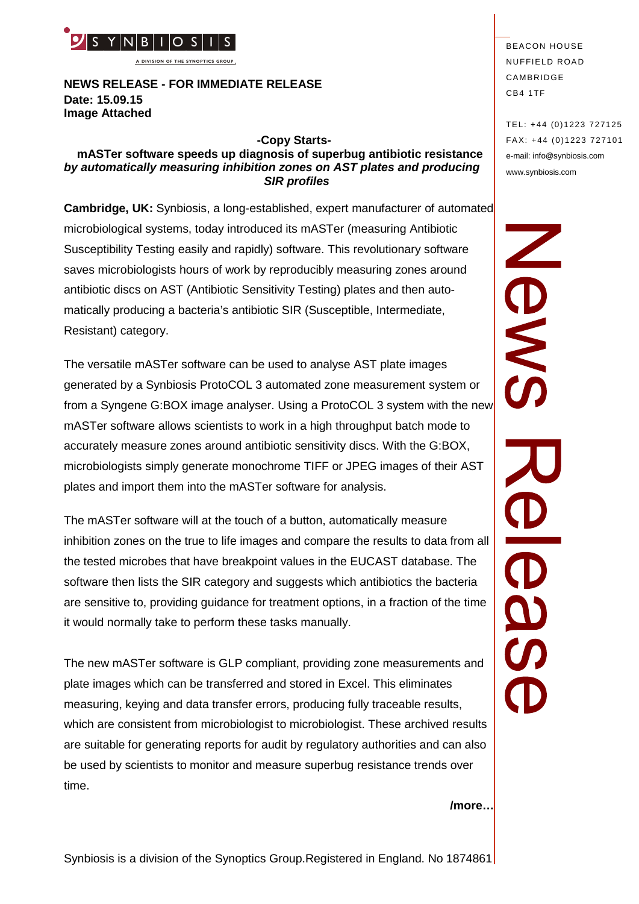SYNBIOSIS

A DIVISION OF THE SYNOPTICS GROUP

**NEWS RELEASE - FOR IMMEDIATE RELEASE**
**Date: 15.09.15**
**Image Attached**

BEACON HOUSE
NUFFIELD ROAD
CAMBRIDGE
CB4 1TF

TEL: +44 (0)1223 727125
FAX: +44 (0)1223 727101
e-mail: info@synbiosis.com
www.synbiosis.com

News Release

**-Copy Starts-**

**mASTer software speeds up diagnosis of superbug antibiotic resistance** ***by automatically measuring inhibition zones on AST plates and producing SIR profiles***

**Cambridge, UK:** Synbiosis, a long-established, expert manufacturer of automated microbiological systems, today introduced its mASTer (measuring Antibiotic Susceptibility Testing easily and rapidly) software. This revolutionary software saves microbiologists hours of work by reproducibly measuring zones around antibiotic discs on AST (Antibiotic Sensitivity Testing) plates and then automatically producing a bacteria's antibiotic SIR (Susceptible, Intermediate, Resistant) category.

The versatile mASTer software can be used to analyse AST plate images generated by a Synbiosis ProtoCOL 3 automated zone measurement system or from a Syngene G:BOX image analyser. Using a ProtoCOL 3 system with the new mASTer software allows scientists to work in a high throughput batch mode to accurately measure zones around antibiotic sensitivity discs. With the G:BOX, microbiologists simply generate monochrome TIFF or JPEG images of their AST plates and import them into the mASTer software for analysis.

The mASTer software will at the touch of a button, automatically measure inhibition zones on the true to life images and compare the results to data from all the tested microbes that have breakpoint values in the EUCAST database. The software then lists the SIR category and suggests which antibiotics the bacteria are sensitive to, providing guidance for treatment options, in a fraction of the time it would normally take to perform these tasks manually.

The new mASTer software is GLP compliant, providing zone measurements and plate images which can be transferred and stored in Excel. This eliminates measuring, keying and data transfer errors, producing fully traceable results, which are consistent from microbiologist to microbiologist. These archived results are suitable for generating reports for audit by regulatory authorities and can also be used by scientists to monitor and measure superbug resistance trends over time.

**/more…**

Synbiosis is a division of the Synoptics Group.Registered in England. No 1874861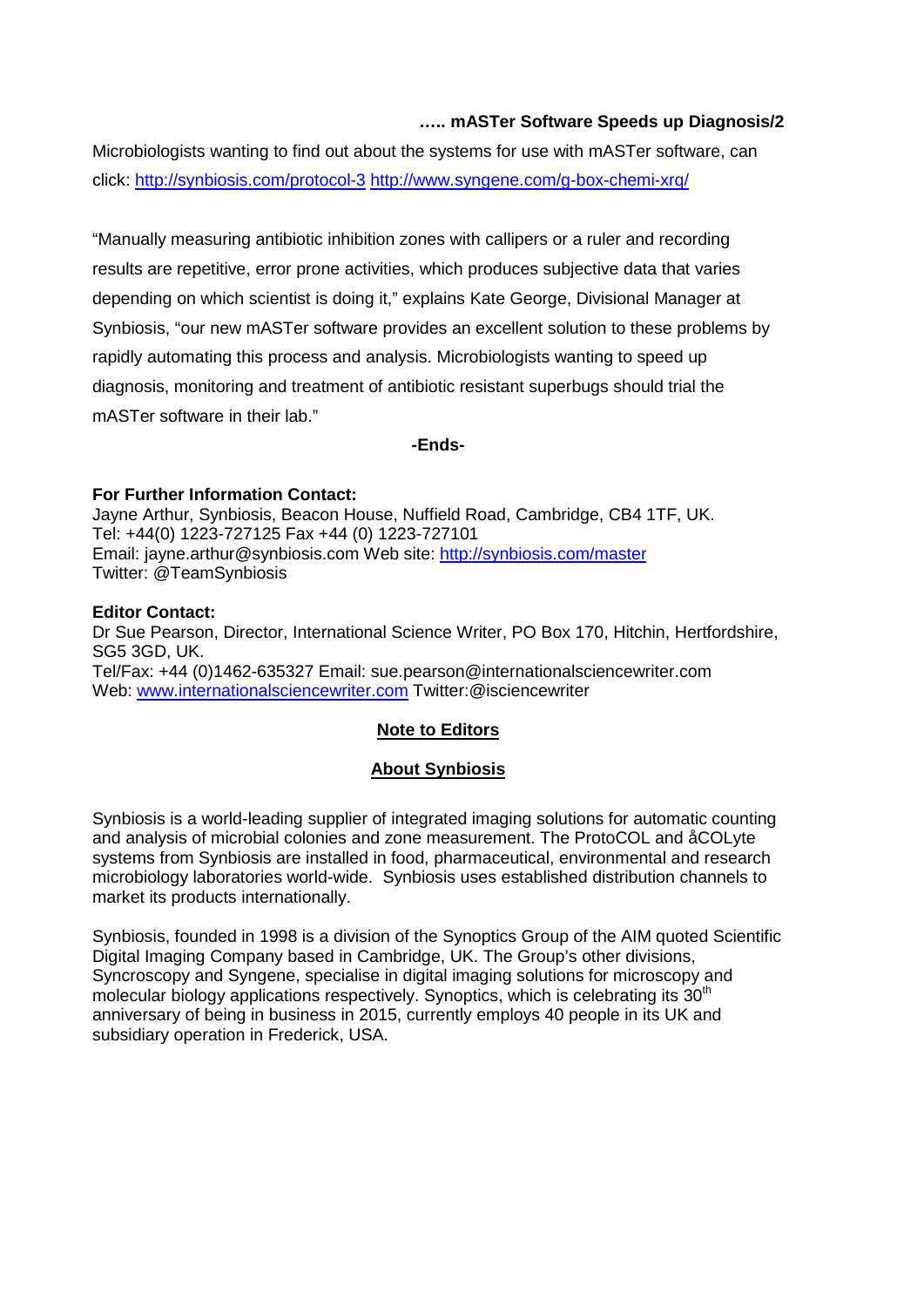Microbiologists wanting to find out about the systems for use with mASTer software, can click: http://synbiosis.com/protocol-3 http://www.syngene.com/g-box-chemi-xrq/

"Manually measuring antibiotic inhibition zones with callipers or a ruler and recording results are repetitive, error prone activities, which produces subjective data that varies depending on which scientist is doing it," explains Kate George, Divisional Manager at Synbiosis, "our new mASTer software provides an excellent solution to these problems by rapidly automating this process and analysis. Microbiologists wanting to speed up diagnosis, monitoring and treatment of antibiotic resistant superbugs should trial the mASTer software in their lab."

**-Ends-**

**For Further Information Contact:**
Jayne Arthur, Synbiosis, Beacon House, Nuffield Road, Cambridge, CB4 1TF, UK.
Tel: +44(0) 1223-727125 Fax +44 (0) 1223-727101
Email: jayne.arthur@synbiosis.com Web site: http://synbiosis.com/master
Twitter: @TeamSynbiosis

**Editor Contact:**
Dr Sue Pearson, Director, International Science Writer, PO Box 170, Hitchin, Hertfordshire, SG5 3GD, UK.
Tel/Fax: +44 (0)1462-635327 Email: sue.pearson@internationalsciencewriter.com
Web: www.internationalsciencewriter.com Twitter:@isciencewriter

## Note to Editors

## About Synbiosis

Synbiosis is a world-leading supplier of integrated imaging solutions for automatic counting and analysis of microbial colonies and zone measurement. The ProtoCOL and åCOLyte systems from Synbiosis are installed in food, pharmaceutical, environmental and research microbiology laboratories world-wide. Synbiosis uses established distribution channels to market its products internationally.

Synbiosis, founded in 1998 is a division of the Synoptics Group of the AIM quoted Scientific Digital Imaging Company based in Cambridge, UK. The Group's other divisions, Syncroscopy and Syngene, specialise in digital imaging solutions for microscopy and molecular biology applications respectively. Synoptics, which is celebrating its 30th anniversary of being in business in 2015, currently employs 40 people in its UK and subsidiary operation in Frederick, USA.